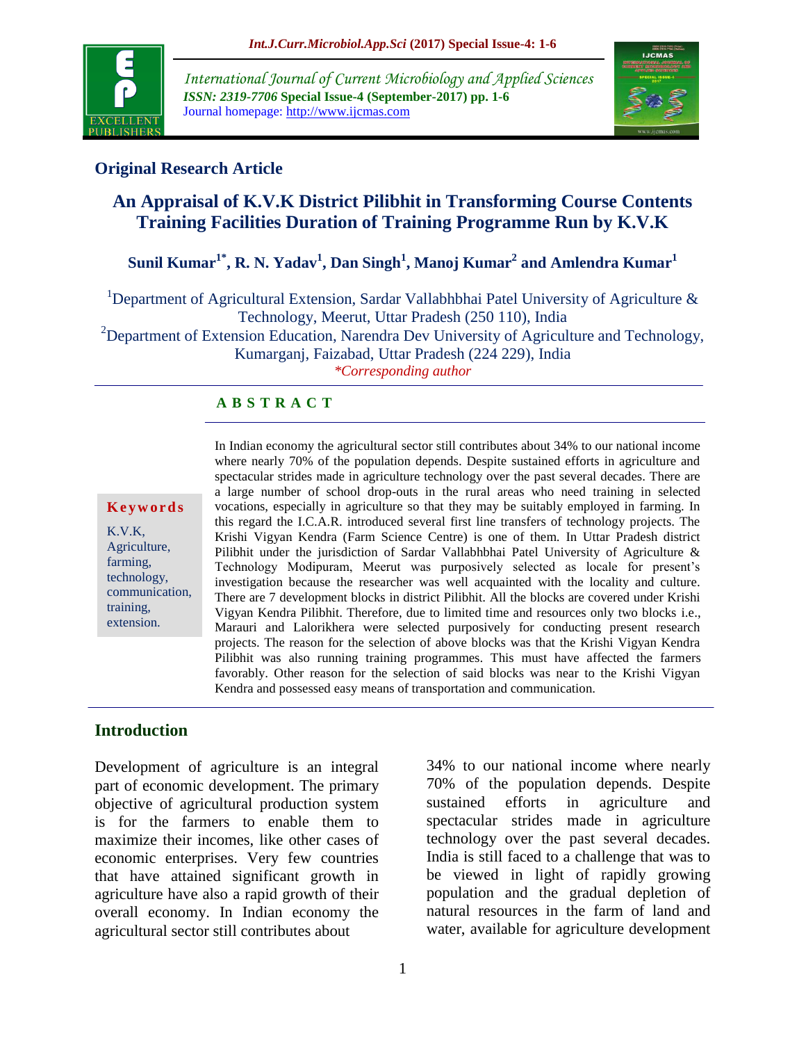## Original Research Article

# An Appraisal of K.V.K District Pilibhit in Transforming Course Contents Training Facilities Duration of Training Programme Run by K.V.K

**Sunil Kumar[1*], R. N. Yadav[1], Dan Singh[1], Manoj Kumar[2] and Amlendra Kumar[1]**

[1]Department of Agricultural Extension, Sardar Vallabhbhai Patel University of Agriculture & Technology, Meerut, Uttar Pradesh (250 110), India

[2]Department of Extension Education, Narendra Dev University of Agriculture and Technology, Kumarganj, Faizabad, Uttar Pradesh (224 229), India

*Corresponding author

**Keywords**

K.V.K, Agriculture, farming, technology, communication, training, extension.

## ABSTRACT

In Indian economy the agricultural sector still contributes about 34% to our national income where nearly 70% of the population depends. Despite sustained efforts in agriculture and spectacular strides made in agriculture technology over the past several decades. There are a large number of school drop-outs in the rural areas who need training in selected vocations, especially in agriculture so that they may be suitably employed in farming. In this regard the I.C.A.R. introduced several first line transfers of technology projects. The Krishi Vigyan Kendra (Farm Science Centre) is one of them. In Uttar Pradesh district Pilibhit under the jurisdiction of Sardar Vallabhbhai Patel University of Agriculture & Technology Modipuram, Meerut was purposively selected as locale for present's investigation because the researcher was well acquainted with the locality and culture. There are 7 development blocks in district Pilibhit. All the blocks are covered under Krishi Vigyan Kendra Pilibhit. Therefore, due to limited time and resources only two blocks i.e., Marauri and Lalorikhera were selected purposively for conducting present research projects. The reason for the selection of above blocks was that the Krishi Vigyan Kendra Pilibhit was also running training programmes. This must have affected the farmers favorably. Other reason for the selection of said blocks was near to the Krishi Vigyan Kendra and possessed easy means of transportation and communication.

## Introduction

Development of agriculture is an integral part of economic development. The primary objective of agricultural production system is for the farmers to enable them to maximize their incomes, like other cases of economic enterprises. Very few countries that have attained significant growth in agriculture have also a rapid growth of their overall economy. In Indian economy the agricultural sector still contributes about 34% to our national income where nearly 70% of the population depends. Despite sustained efforts in agriculture and spectacular strides made in agriculture technology over the past several decades. India is still faced to a challenge that was to be viewed in light of rapidly growing population and the gradual depletion of natural resources in the farm of land and water, available for agriculture development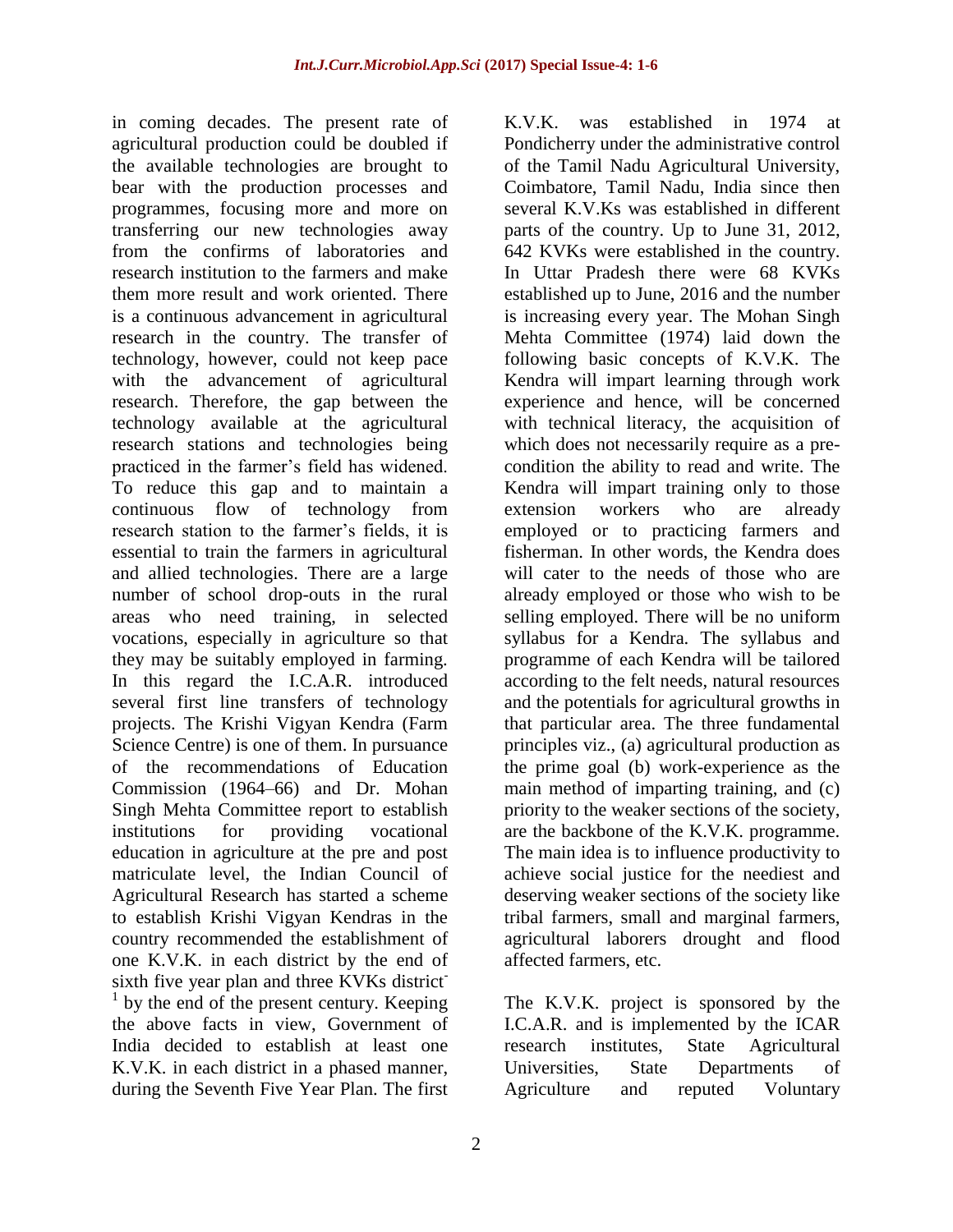in coming decades. The present rate of agricultural production could be doubled if the available technologies are brought to bear with the production processes and programmes, focusing more and more on transferring our new technologies away from the confirms of laboratories and research institution to the farmers and make them more result and work oriented. There is a continuous advancement in agricultural research in the country. The transfer of technology, however, could not keep pace with the advancement of agricultural research. Therefore, the gap between the technology available at the agricultural research stations and technologies being practiced in the farmer's field has widened. To reduce this gap and to maintain a continuous flow of technology from research station to the farmer's fields, it is essential to train the farmers in agricultural and allied technologies. There are a large number of school drop-outs in the rural areas who need training, in selected vocations, especially in agriculture so that they may be suitably employed in farming. In this regard the I.C.A.R. introduced several first line transfers of technology projects. The Krishi Vigyan Kendra (Farm Science Centre) is one of them. In pursuance of the recommendations of Education Commission (1964–66) and Dr. Mohan Singh Mehta Committee report to establish institutions for providing vocational education in agriculture at the pre and post matriculate level, the Indian Council of Agricultural Research has started a scheme to establish Krishi Vigyan Kendras in the country recommended the establishment of one K.V.K. in each district by the end of sixth five year plan and three KVKs district[-1] by the end of the present century. Keeping the above facts in view, Government of India decided to establish at least one K.V.K. in each district in a phased manner, during the Seventh Five Year Plan. The first K.V.K. was established in 1974 at Pondicherry under the administrative control of the Tamil Nadu Agricultural University, Coimbatore, Tamil Nadu, India since then several K.V.Ks was established in different parts of the country. Up to June 31, 2012, 642 KVKs were established in the country. In Uttar Pradesh there were 68 KVKs established up to June, 2016 and the number is increasing every year. The Mohan Singh Mehta Committee (1974) laid down the following basic concepts of K.V.K. The Kendra will impart learning through work experience and hence, will be concerned with technical literacy, the acquisition of which does not necessarily require as a pre-condition the ability to read and write. The Kendra will impart training only to those extension workers who are already employed or to practicing farmers and fisherman. In other words, the Kendra does will cater to the needs of those who are already employed or those who wish to be selling employed. There will be no uniform syllabus for a Kendra. The syllabus and programme of each Kendra will be tailored according to the felt needs, natural resources and the potentials for agricultural growths in that particular area. The three fundamental principles viz., (a) agricultural production as the prime goal (b) work-experience as the main method of imparting training, and (c) priority to the weaker sections of the society, are the backbone of the K.V.K. programme. The main idea is to influence productivity to achieve social justice for the neediest and deserving weaker sections of the society like tribal farmers, small and marginal farmers, agricultural laborers drought and flood affected farmers, etc.

The K.V.K. project is sponsored by the I.C.A.R. and is implemented by the ICAR research institutes, State Agricultural Universities, State Departments of Agriculture and reputed Voluntary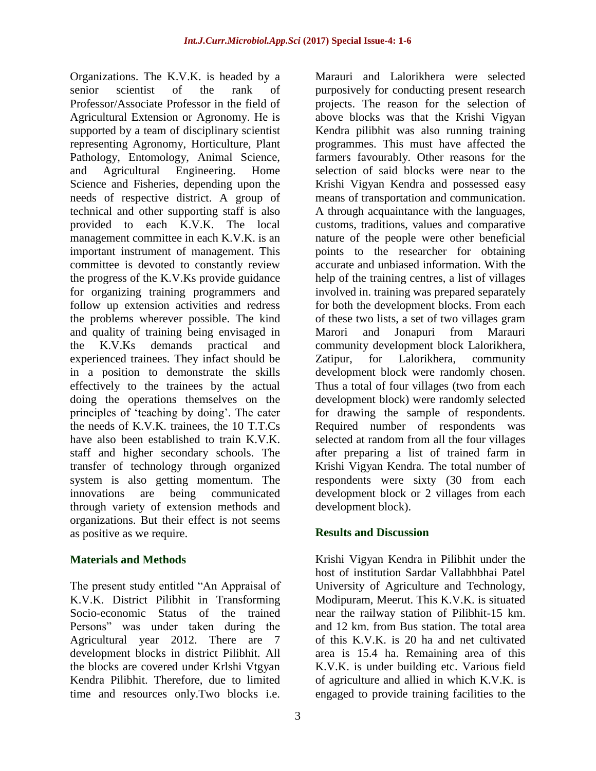Organizations. The K.V.K. is headed by a senior scientist of the rank of Professor/Associate Professor in the field of Agricultural Extension or Agronomy. He is supported by a team of disciplinary scientist representing Agronomy, Horticulture, Plant Pathology, Entomology, Animal Science, and Agricultural Engineering. Home Science and Fisheries, depending upon the needs of respective district. A group of technical and other supporting staff is also provided to each K.V.K. The local management committee in each K.V.K. is an important instrument of management. This committee is devoted to constantly review the progress of the K.V.Ks provide guidance for organizing training programmers and follow up extension activities and redress the problems wherever possible. The kind and quality of training being envisaged in the K.V.Ks demands practical and experienced trainees. They infact should be in a position to demonstrate the skills effectively to the trainees by the actual doing the operations themselves on the principles of 'teaching by doing'. The cater the needs of K.V.K. trainees, the 10 T.T.Cs have also been established to train K.V.K. staff and higher secondary schools. The transfer of technology through organized system is also getting momentum. The innovations are being communicated through variety of extension methods and organizations. But their effect is not seems as positive as we require.

## Materials and Methods

The present study entitled "An Appraisal of K.V.K. District Pilibhit in Transforming Socio-economic Status of the trained Persons" was under taken during the Agricultural year 2012. There are 7 development blocks in district Pilibhit. All the blocks are covered under Krlshi Vtgyan Kendra Pilibhit. Therefore, due to limited time and resources only.Two blocks i.e. Marauri and Lalorikhera were selected purposively for conducting present research projects. The reason for the selection of above blocks was that the Krishi Vigyan Kendra pilibhit was also running training programmes. This must have affected the farmers favourably. Other reasons for the selection of said blocks were near to the Krishi Vigyan Kendra and possessed easy means of transportation and communication. A through acquaintance with the languages, customs, traditions, values and comparative nature of the people were other beneficial points to the researcher for obtaining accurate and unbiased information. With the help of the training centres, a list of villages involved in. training was prepared separately for both the development blocks. From each of these two lists, a set of two villages gram Marori and Jonapuri from Marauri community development block Lalorikhera, Zatipur, for Lalorikhera, community development block were randomly chosen. Thus a total of four villages (two from each development block) were randomly selected for drawing the sample of respondents. Required number of respondents was selected at random from all the four villages after preparing a list of trained farm in Krishi Vigyan Kendra. The total number of respondents were sixty (30 from each development block or 2 villages from each development block).

## Results and Discussion

Krishi Vigyan Kendra in Pilibhit under the host of institution Sardar Vallabhbhai Patel University of Agriculture and Technology, Modipuram, Meerut. This K.V.K. is situated near the railway station of Pilibhit-15 km. and 12 km. from Bus station. The total area of this K.V.K. is 20 ha and net cultivated area is 15.4 ha. Remaining area of this K.V.K. is under building etc. Various field of agriculture and allied in which K.V.K. is engaged to provide training facilities to the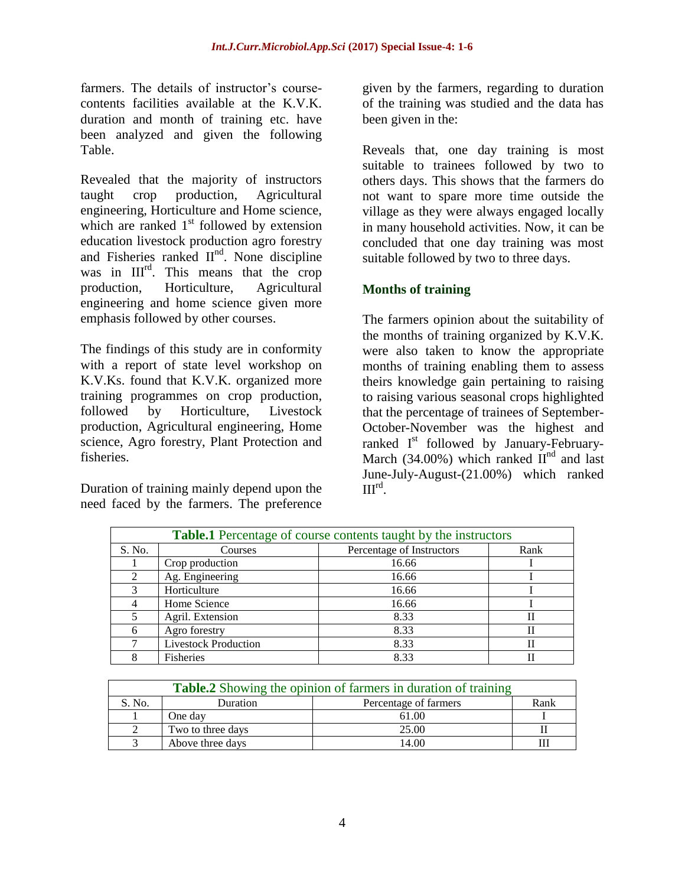farmers. The details of instructor's course-contents facilities available at the K.V.K. duration and month of training etc. have been analyzed and given the following Table.

Revealed that the majority of instructors taught crop production, Agricultural engineering, Horticulture and Home science, which are ranked 1st followed by extension education livestock production agro forestry and Fisheries ranked IInd. None discipline was in IIIrd. This means that the crop production, Horticulture, Agricultural engineering and home science given more emphasis followed by other courses.

The findings of this study are in conformity with a report of state level workshop on K.V.Ks. found that K.V.K. organized more training programmes on crop production, followed by Horticulture, Livestock production, Agricultural engineering, Home science, Agro forestry, Plant Protection and fisheries.

Duration of training mainly depend upon the need faced by the farmers. The preference given by the farmers, regarding to duration of the training was studied and the data has been given in the:

Reveals that, one day training is most suitable to trainees followed by two to others days. This shows that the farmers do not want to spare more time outside the village as they were always engaged locally in many household activities. Now, it can be concluded that one day training was most suitable followed by two to three days.

### Months of training

The farmers opinion about the suitability of the months of training organized by K.V.K. were also taken to know the appropriate months of training enabling them to assess theirs knowledge gain pertaining to raising to raising various seasonal crops highlighted that the percentage of trainees of September-October-November was the highest and ranked Ist followed by January-February-March (34.00%) which ranked IInd and last June-July-August-(21.00%) which ranked IIIrd.

**Table.1** Percentage of course contents taught by the instructors

| S. No. | Courses | Percentage of Instructors | Rank |
|---|---|---|---|
| 1 | Crop production | 16.66 | I |
| 2 | Ag. Engineering | 16.66 | I |
| 3 | Horticulture | 16.66 | I |
| 4 | Home Science | 16.66 | I |
| 5 | Agril. Extension | 8.33 | II |
| 6 | Agro forestry | 8.33 | II |
| 7 | Livestock Production | 8.33 | II |
| 8 | Fisheries | 8.33 | II |

**Table.2** Showing the opinion of farmers in duration of training

| S. No. | Duration | Percentage of farmers | Rank |
|---|---|---|---|
| 1 | One day | 61.00 | I |
| 2 | Two to three days | 25.00 | II |
| 3 | Above three days | 14.00 | III |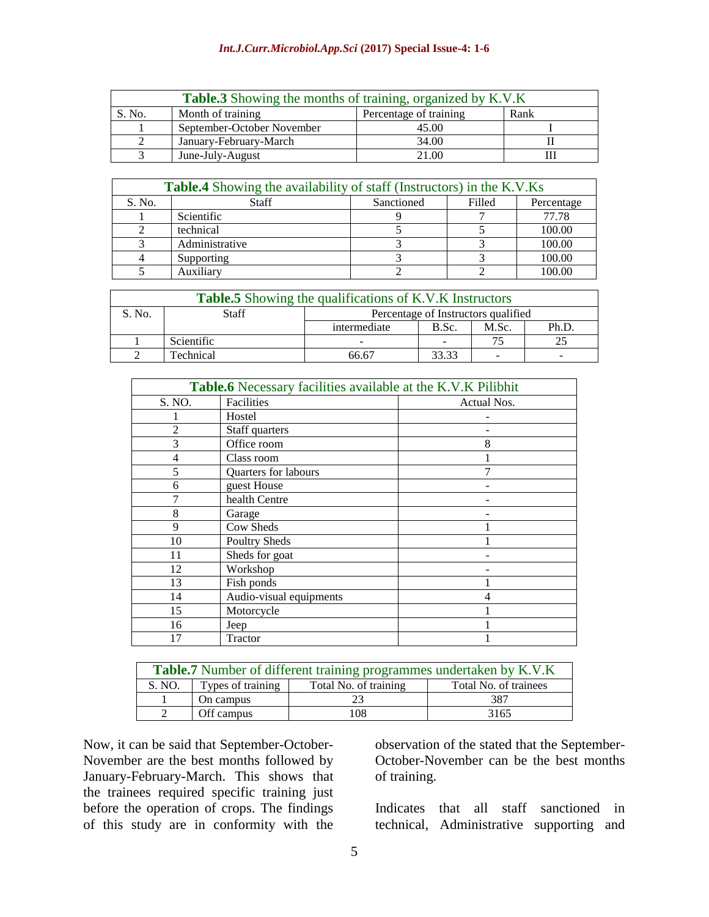**Table.3** Showing the months of training, organized by K.V.K

| S. No. | Month of training | Percentage of training | Rank |
|---|---|---|---|
| 1 | September-October November | 45.00 | I |
| 2 | January-February-March | 34.00 | II |
| 3 | June-July-August | 21.00 | III |

**Table.4** Showing the availability of staff (Instructors) in the K.V.Ks

| S. No. | Staff | Sanctioned | Filled | Percentage |
|---|---|---|---|---|
| 1 | Scientific | 9 | 7 | 77.78 |
| 2 | technical | 5 | 5 | 100.00 |
| 3 | Administrative | 3 | 3 | 100.00 |
| 4 | Supporting | 3 | 3 | 100.00 |
| 5 | Auxiliary | 2 | 2 | 100.00 |

**Table.5** Showing the qualifications of K.V.K Instructors

| S. No. | Staff | Percentage of Instructors qualified | | | |
|---|---|---|---|---|---|
| | | intermediate | B.Sc. | M.Sc. | Ph.D. |
| 1 | Scientific | - | - | 75 | 25 |
| 2 | Technical | 66.67 | 33.33 | - | - |

**Table.6** Necessary facilities available at the K.V.K Pilibhit

| S. NO. | Facilities | Actual Nos. |
|---|---|---|
| 1 | Hostel | - |
| 2 | Staff quarters | - |
| 3 | Office room | 8 |
| 4 | Class room | 1 |
| 5 | Quarters for labours | 7 |
| 6 | guest House | - |
| 7 | health Centre | - |
| 8 | Garage | - |
| 9 | Cow Sheds | 1 |
| 10 | Poultry Sheds | 1 |
| 11 | Sheds for goat | - |
| 12 | Workshop | - |
| 13 | Fish ponds | 1 |
| 14 | Audio-visual equipments | 4 |
| 15 | Motorcycle | 1 |
| 16 | Jeep | 1 |
| 17 | Tractor | 1 |

**Table.7** Number of different training programmes undertaken by K.V.K

| S. NO. | Types of training | Total No. of training | Total No. of trainees |
|---|---|---|---|
| 1 | On campus | 23 | 387 |
| 2 | Off campus | 108 | 3165 |

Now, it can be said that September-October-November are the best months followed by January-February-March. This shows that the trainees required specific training just before the operation of crops. The findings of this study are in conformity with the observation of the stated that the September-October-November can be the best months of training.

Indicates that all staff sanctioned in technical, Administrative supporting and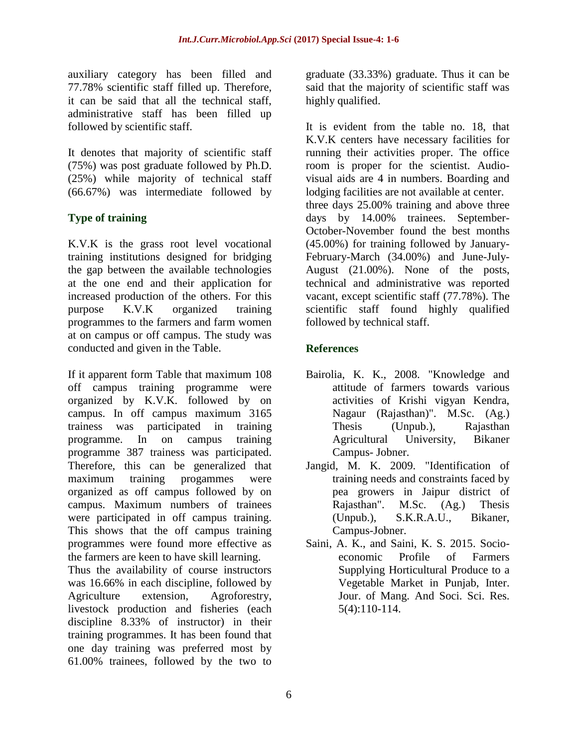auxiliary category has been filled and 77.78% scientific staff filled up. Therefore, it can be said that all the technical staff, administrative staff has been filled up followed by scientific staff.

It denotes that majority of scientific staff (75%) was post graduate followed by Ph.D. (25%) while majority of technical staff (66.67%) was intermediate followed by graduate (33.33%) graduate. Thus it can be said that the majority of scientific staff was highly qualified.

It is evident from the table no. 18, that K.V.K centers have necessary facilities for running their activities proper. The office room is proper for the scientist. Audio-visual aids are 4 in numbers. Boarding and lodging facilities are not available at center.

## Type of training

K.V.K is the grass root level vocational training institutions designed for bridging the gap between the available technologies at the one end and their application for increased production of the others. For this purpose K.V.K organized training programmes to the farmers and farm women at on campus or off campus. The study was conducted and given in the Table.

If it apparent form Table that maximum 108 off campus training programme were organized by K.V.K. followed by on campus. In off campus maximum 3165 trainess was participated in training programme. In on campus training programme 387 trainess was participated. Therefore, this can be generalized that maximum training progammes were organized as off campus followed by on campus. Maximum numbers of trainees were participated in off campus training. This shows that the off campus training programmes were found more effective as the farmers are keen to have skill learning.

Thus the availability of course instructors was 16.66% in each discipline, followed by Agriculture extension, Agroforestry, livestock production and fisheries (each discipline 8.33% of instructor) in their training programmes. It has been found that one day training was preferred most by 61.00% trainees, followed by the two to three days 25.00% training and above three days by 14.00% trainees. September-October-November found the best months (45.00%) for training followed by January-February-March (34.00%) and June-July-August (21.00%). None of the posts, technical and administrative was reported vacant, except scientific staff (77.78%). The scientific staff found highly qualified followed by technical staff.

## References

- Bairolia, K. K., 2008. "Knowledge and attitude of farmers towards various activities of Krishi vigyan Kendra, Nagaur (Rajasthan)". M.Sc. (Ag.) Thesis (Unpub.), Rajasthan Agricultural University, Bikaner Campus- Jobner.
- Jangid, M. K. 2009. "Identification of training needs and constraints faced by pea growers in Jaipur district of Rajasthan". M.Sc. (Ag.) Thesis (Unpub.), S.K.R.A.U., Bikaner, Campus-Jobner.
- Saini, A. K., and Saini, K. S. 2015. Socio-economic Profile of Farmers Supplying Horticultural Produce to a Vegetable Market in Punjab, Inter. Jour. of Mang. And Soci. Sci. Res. 5(4):110-114.